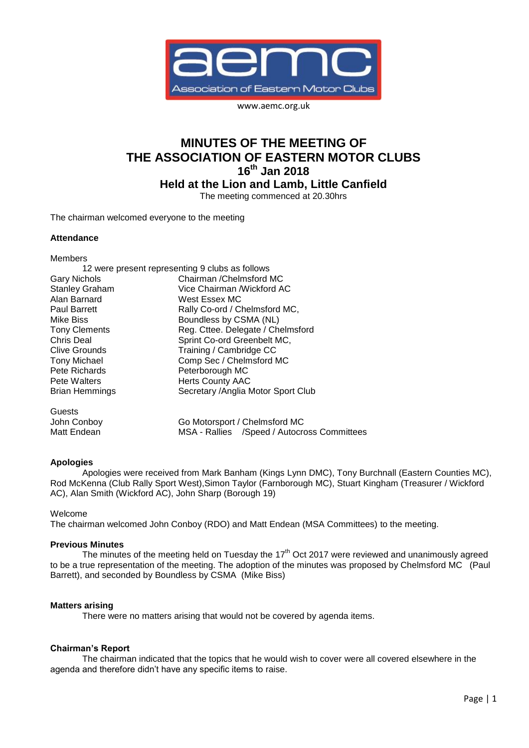aemc

Association of Eastern Motor Clubs

www.aemc.org.uk

# MINUTES OF THE MEETING OF THE ASSOCIATION OF EASTERN MOTOR CLUBS 16th Jan 2018

## Held at the Lion and Lamb, Little Canfield

The meeting commenced at 20.30hrs

The chairman welcomed everyone to the meeting

**Attendance**

Members

12 were present representing 9 clubs as follows

| | |
|---|---|
| Gary Nichols | Chairman /Chelmsford MC |
| Stanley Graham | Vice Chairman /Wickford AC |
| Alan Barnard | West Essex MC |
| Paul Barrett | Rally Co-ord / Chelmsford MC, |
| Mike Biss | Boundless by CSMA (NL) |
| Tony Clements | Reg. Cttee. Delegate / Chelmsford |
| Chris Deal | Sprint Co-ord Greenbelt MC, |
| Clive Grounds | Training / Cambridge CC |
| Tony Michael | Comp Sec / Chelmsford MC |
| Pete Richards | Peterborough MC |
| Pete Walters | Herts County AAC |
| Brian Hemmings | Secretary /Anglia Motor Sport Club |

Guests

| | |
|---|---|
| John Conboy | Go Motorsport / Chelmsford MC |
| Matt Endean | MSA - Rallies /Speed / Autocross Committees |

**Apologies**

Apologies were received from Mark Banham (Kings Lynn DMC), Tony Burchnall (Eastern Counties MC), Rod McKenna (Club Rally Sport West),Simon Taylor (Farnborough MC), Stuart Kingham (Treasurer / Wickford AC), Alan Smith (Wickford AC), John Sharp (Borough 19)

Welcome

The chairman welcomed John Conboy (RDO) and Matt Endean (MSA Committees) to the meeting.

**Previous Minutes**

The minutes of the meeting held on Tuesday the 17th Oct 2017 were reviewed and unanimously agreed to be a true representation of the meeting. The adoption of the minutes was proposed by Chelmsford MC (Paul Barrett), and seconded by Boundless by CSMA (Mike Biss)

**Matters arising**

There were no matters arising that would not be covered by agenda items.

**Chairman's Report**

The chairman indicated that the topics that he would wish to cover were all covered elsewhere in the agenda and therefore didn't have any specific items to raise.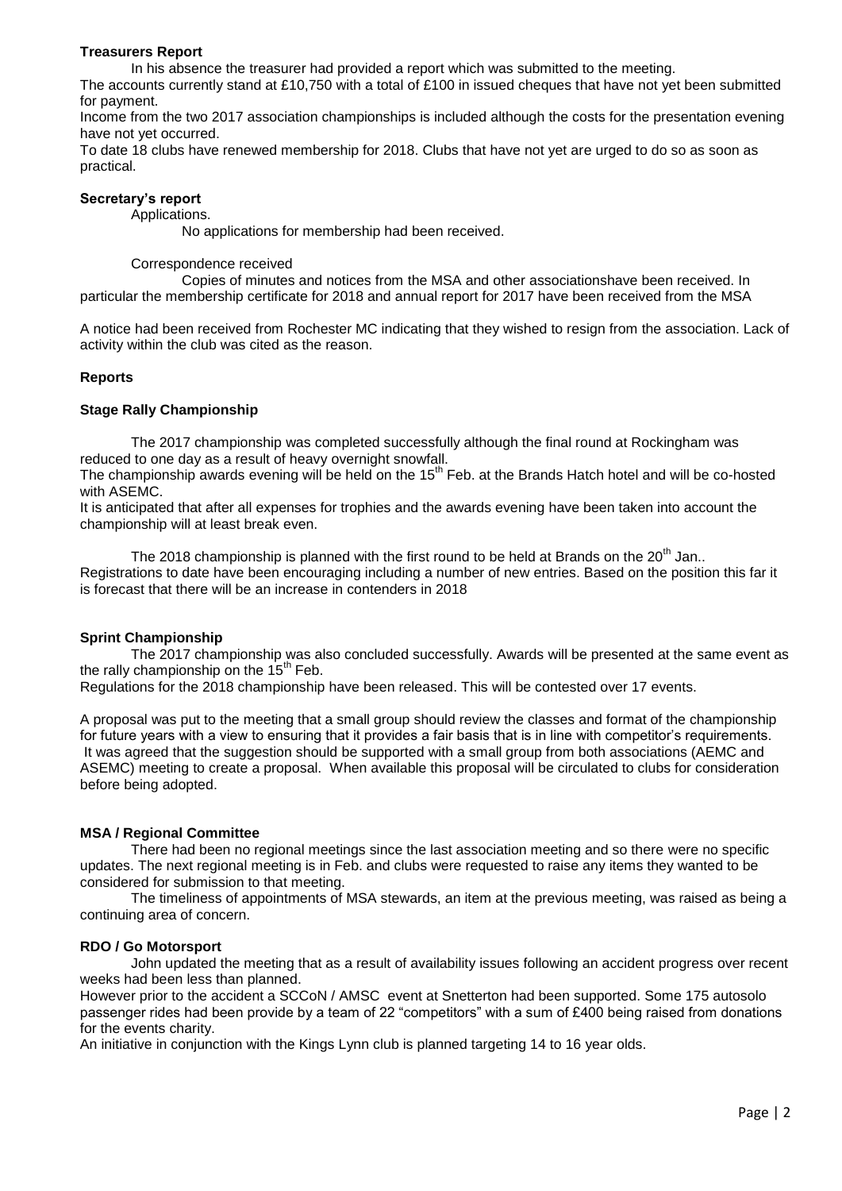**Treasurers Report**

In his absence the treasurer had provided a report which was submitted to the meeting.

The accounts currently stand at £10,750 with a total of £100 in issued cheques that have not yet been submitted for payment.

Income from the two 2017 association championships is included although the costs for the presentation evening have not yet occurred.

To date 18 clubs have renewed membership for 2018. Clubs that have not yet are urged to do so as soon as practical.

**Secretary's report**

Applications.

No applications for membership had been received.

Correspondence received

Copies of minutes and notices from the MSA and other associationshave been received. In particular the membership certificate for 2018 and annual report for 2017 have been received from the MSA

A notice had been received from Rochester MC indicating that they wished to resign from the association. Lack of activity within the club was cited as the reason.

**Reports**

**Stage Rally Championship**

The 2017 championship was completed successfully although the final round at Rockingham was reduced to one day as a result of heavy overnight snowfall.

The championship awards evening will be held on the 15th Feb. at the Brands Hatch hotel and will be co-hosted with ASEMC.

It is anticipated that after all expenses for trophies and the awards evening have been taken into account the championship will at least break even.

The 2018 championship is planned with the first round to be held at Brands on the 20th Jan.. Registrations to date have been encouraging including a number of new entries. Based on the position this far it is forecast that there will be an increase in contenders in 2018

**Sprint Championship**

The 2017 championship was also concluded successfully. Awards will be presented at the same event as the rally championship on the 15th Feb.

Regulations for the 2018 championship have been released. This will be contested over 17 events.

A proposal was put to the meeting that a small group should review the classes and format of the championship for future years with a view to ensuring that it provides a fair basis that is in line with competitor's requirements. It was agreed that the suggestion should be supported with a small group from both associations (AEMC and ASEMC) meeting to create a proposal. When available this proposal will be circulated to clubs for consideration before being adopted.

**MSA / Regional Committee**

There had been no regional meetings since the last association meeting and so there were no specific updates. The next regional meeting is in Feb. and clubs were requested to raise any items they wanted to be considered for submission to that meeting.

The timeliness of appointments of MSA stewards, an item at the previous meeting, was raised as being a continuing area of concern.

**RDO / Go Motorsport**

John updated the meeting that as a result of availability issues following an accident progress over recent weeks had been less than planned.

However prior to the accident a SCCoN / AMSC event at Snetterton had been supported. Some 175 autosolo passenger rides had been provide by a team of 22 "competitors" with a sum of £400 being raised from donations for the events charity.

An initiative in conjunction with the Kings Lynn club is planned targeting 14 to 16 year olds.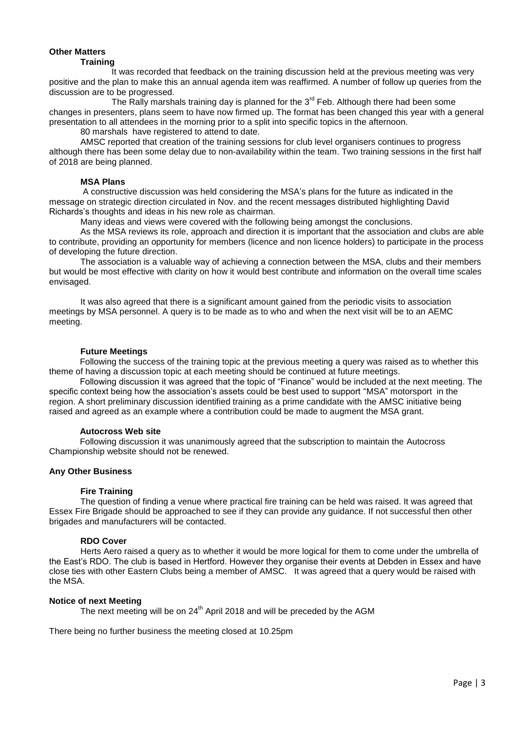## Other Matters

### Training

It was recorded that feedback on the training discussion held at the previous meeting was very positive and the plan to make this an annual agenda item was reaffirmed. A number of follow up queries from the discussion are to be progressed.

The Rally marshals training day is planned for the 3rd Feb. Although there had been some changes in presenters, plans seem to have now firmed up. The format has been changed this year with a general presentation to all attendees in the morning prior to a split into specific topics in the afternoon.

80 marshals have registered to attend to date.

AMSC reported that creation of the training sessions for club level organisers continues to progress although there has been some delay due to non-availability within the team. Two training sessions in the first half of 2018 are being planned.

### MSA Plans

A constructive discussion was held considering the MSA's plans for the future as indicated in the message on strategic direction circulated in Nov. and the recent messages distributed highlighting David Richards's thoughts and ideas in his new role as chairman.

Many ideas and views were covered with the following being amongst the conclusions.

As the MSA reviews its role, approach and direction it is important that the association and clubs are able to contribute, providing an opportunity for members (licence and non licence holders) to participate in the process of developing the future direction.

The association is a valuable way of achieving a connection between the MSA, clubs and their members but would be most effective with clarity on how it would best contribute and information on the overall time scales envisaged.

It was also agreed that there is a significant amount gained from the periodic visits to association meetings by MSA personnel. A query is to be made as to who and when the next visit will be to an AEMC meeting.

### Future Meetings

Following the success of the training topic at the previous meeting a query was raised as to whether this theme of having a discussion topic at each meeting should be continued at future meetings.

Following discussion it was agreed that the topic of "Finance" would be included at the next meeting. The specific context being how the association's assets could be best used to support "MSA" motorsport in the region. A short preliminary discussion identified training as a prime candidate with the AMSC initiative being raised and agreed as an example where a contribution could be made to augment the MSA grant.

### Autocross Web site

Following discussion it was unanimously agreed that the subscription to maintain the Autocross Championship website should not be renewed.

## Any Other Business

### Fire Training

The question of finding a venue where practical fire training can be held was raised. It was agreed that Essex Fire Brigade should be approached to see if they can provide any guidance. If not successful then other brigades and manufacturers will be contacted.

### RDO Cover

Herts Aero raised a query as to whether it would be more logical for them to come under the umbrella of the East's RDO. The club is based in Hertford. However they organise their events at Debden in Essex and have close ties with other Eastern Clubs being a member of AMSC. It was agreed that a query would be raised with the MSA.

## Notice of next Meeting

The next meeting will be on 24th April 2018 and will be preceded by the AGM

There being no further business the meeting closed at 10.25pm